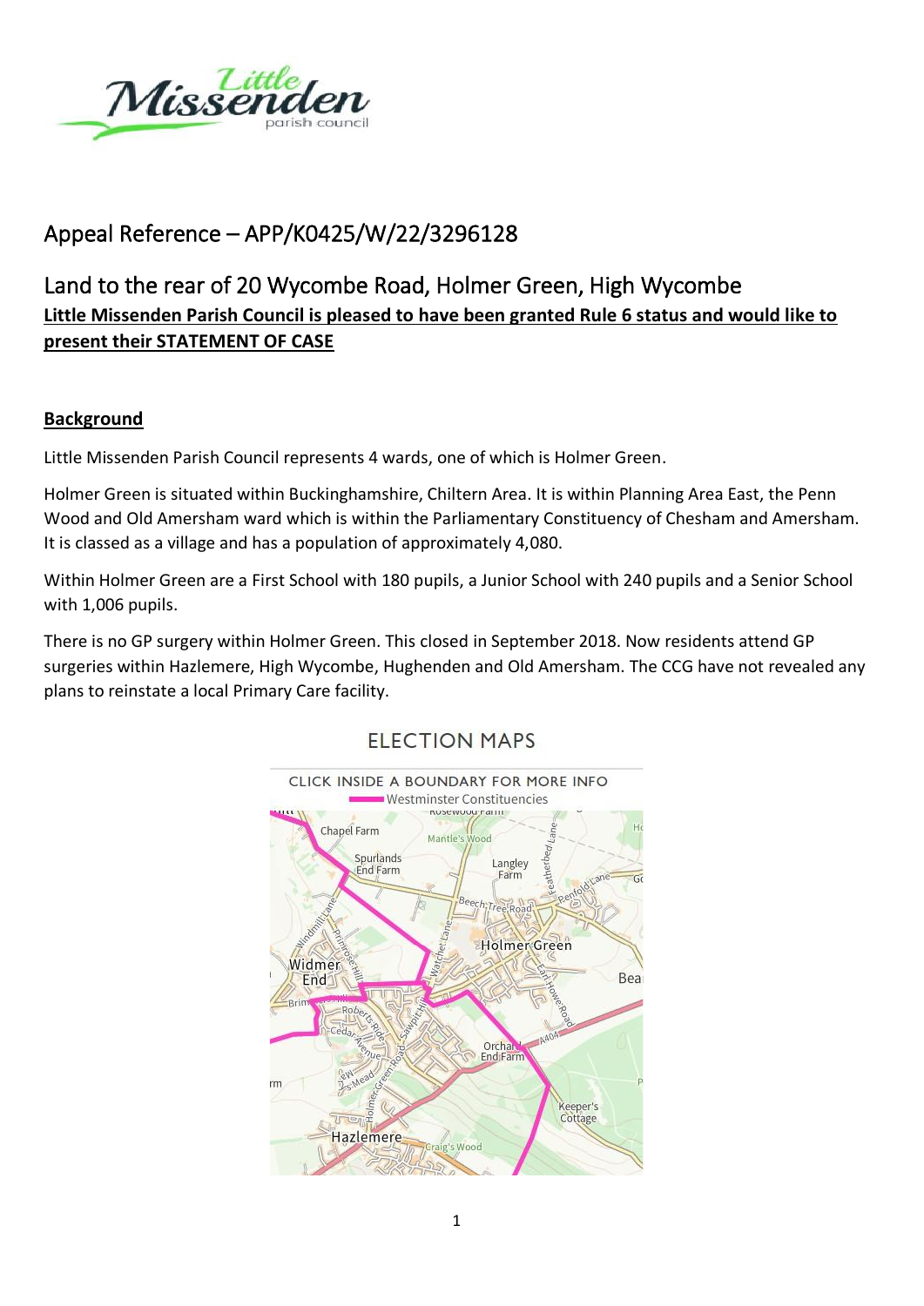# Appeal Reference – APP/K0425/W/22/3296128

## Land to the rear of 20 Wycombe Road, Holmer Green, High Wycombe

**Little Missenden Parish Council is pleased to have been granted Rule 6 status and would like to present their STATEMENT OF CASE**

**Background**

Little Missenden Parish Council represents 4 wards, one of which is Holmer Green.

Holmer Green is situated within Buckinghamshire, Chiltern Area. It is within Planning Area East, the Penn Wood and Old Amersham ward which is within the Parliamentary Constituency of Chesham and Amersham. It is classed as a village and has a population of approximately 4,080.

Within Holmer Green are a First School with 180 pupils, a Junior School with 240 pupils and a Senior School with 1,006 pupils.

There is no GP surgery within Holmer Green. This closed in September 2018. Now residents attend GP surgeries within Hazlemere, High Wycombe, Hughenden and Old Amersham. The CCG have not revealed any plans to reinstate a local Primary Care facility.

ELECTION MAPS

CLICK INSIDE A BOUNDARY FOR MORE INFO

Westminster Constituencies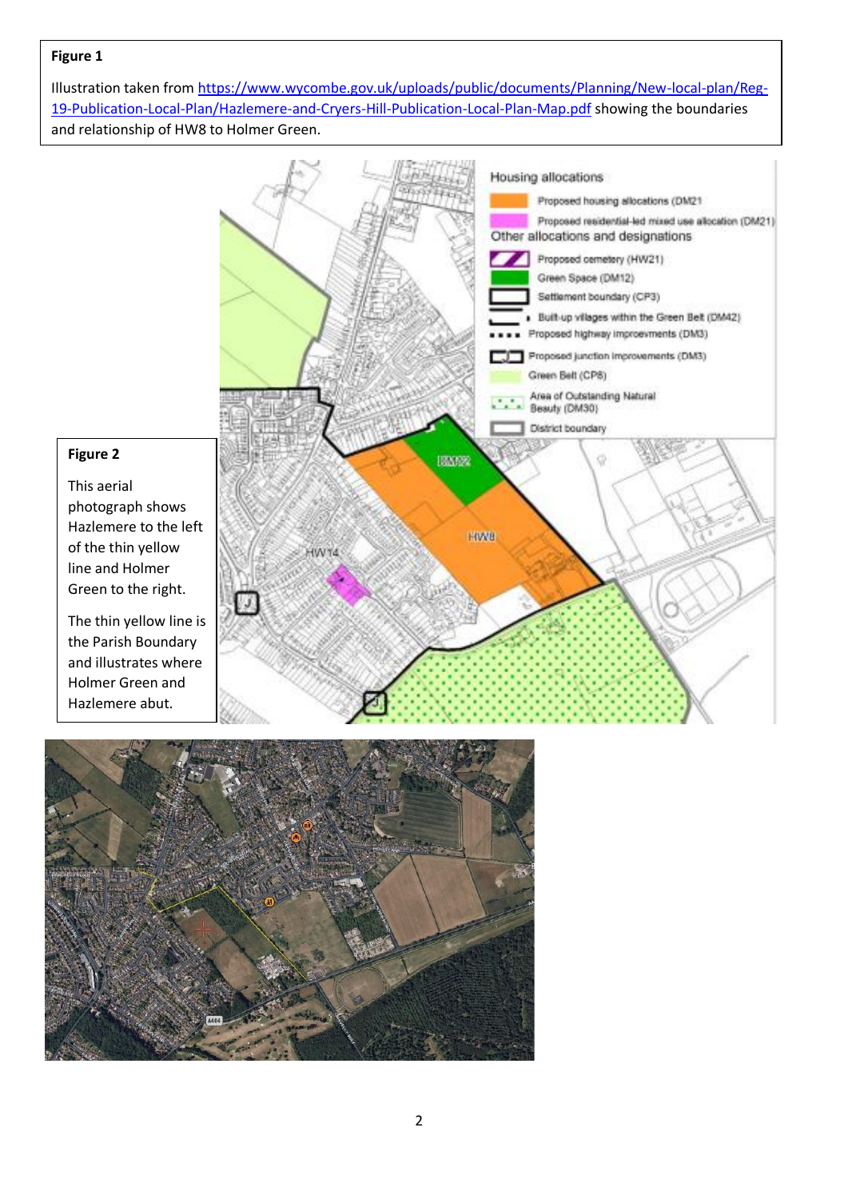**Figure 1**

Illustration taken from [https://www.wycombe.gov.uk/uploads/public/documents/Planning/New-local-plan/Reg-19-Publication-Local-Plan/Hazlemere-and-Cryers-Hill-Publication-Local-Plan-Map.pdf](https://www.wycombe.gov.uk/uploads/public/documents/Planning/New-local-plan/Reg-19-Publication-Local-Plan/Hazlemere-and-Cryers-Hill-Publication-Local-Plan-Map.pdf) showing the boundaries and relationship of HW8 to Holmer Green.

**Figure 2**

This aerial photograph shows Hazlemere to the left of the thin yellow line and Holmer Green to the right.

The thin yellow line is the Parish Boundary and illustrates where Holmer Green and Hazlemere abut.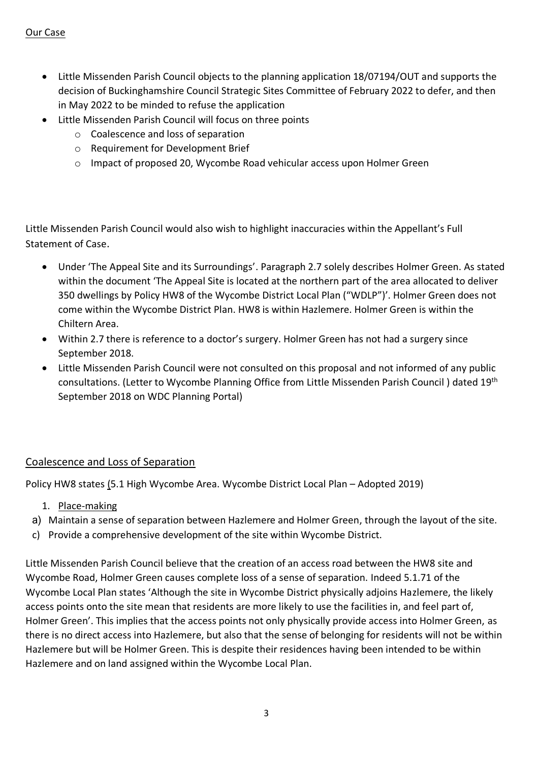Our Case

- Little Missenden Parish Council objects to the planning application 18/07194/OUT and supports the decision of Buckinghamshire Council Strategic Sites Committee of February 2022 to defer, and then in May 2022 to be minded to refuse the application
- Little Missenden Parish Council will focus on three points
  - Coalescence and loss of separation
  - Requirement for Development Brief
  - Impact of proposed 20, Wycombe Road vehicular access upon Holmer Green

Little Missenden Parish Council would also wish to highlight inaccuracies within the Appellant's Full Statement of Case.

- Under 'The Appeal Site and its Surroundings'. Paragraph 2.7 solely describes Holmer Green. As stated within the document 'The Appeal Site is located at the northern part of the area allocated to deliver 350 dwellings by Policy HW8 of the Wycombe District Local Plan ("WDLP")'. Holmer Green does not come within the Wycombe District Plan. HW8 is within Hazlemere. Holmer Green is within the Chiltern Area.
- Within 2.7 there is reference to a doctor's surgery. Holmer Green has not had a surgery since September 2018.
- Little Missenden Parish Council were not consulted on this proposal and not informed of any public consultations. (Letter to Wycombe Planning Office from Little Missenden Parish Council ) dated 19th September 2018 on WDC Planning Portal)

## Coalescence and Loss of Separation

Policy HW8 states (5.1 High Wycombe Area. Wycombe District Local Plan – Adopted 2019)

1. Place-making

a) Maintain a sense of separation between Hazlemere and Holmer Green, through the layout of the site.

c) Provide a comprehensive development of the site within Wycombe District.

Little Missenden Parish Council believe that the creation of an access road between the HW8 site and Wycombe Road, Holmer Green causes complete loss of a sense of separation. Indeed 5.1.71 of the Wycombe Local Plan states 'Although the site in Wycombe District physically adjoins Hazlemere, the likely access points onto the site mean that residents are more likely to use the facilities in, and feel part of, Holmer Green'. This implies that the access points not only physically provide access into Holmer Green, as there is no direct access into Hazlemere, but also that the sense of belonging for residents will not be within Hazlemere but will be Holmer Green. This is despite their residences having been intended to be within Hazlemere and on land assigned within the Wycombe Local Plan.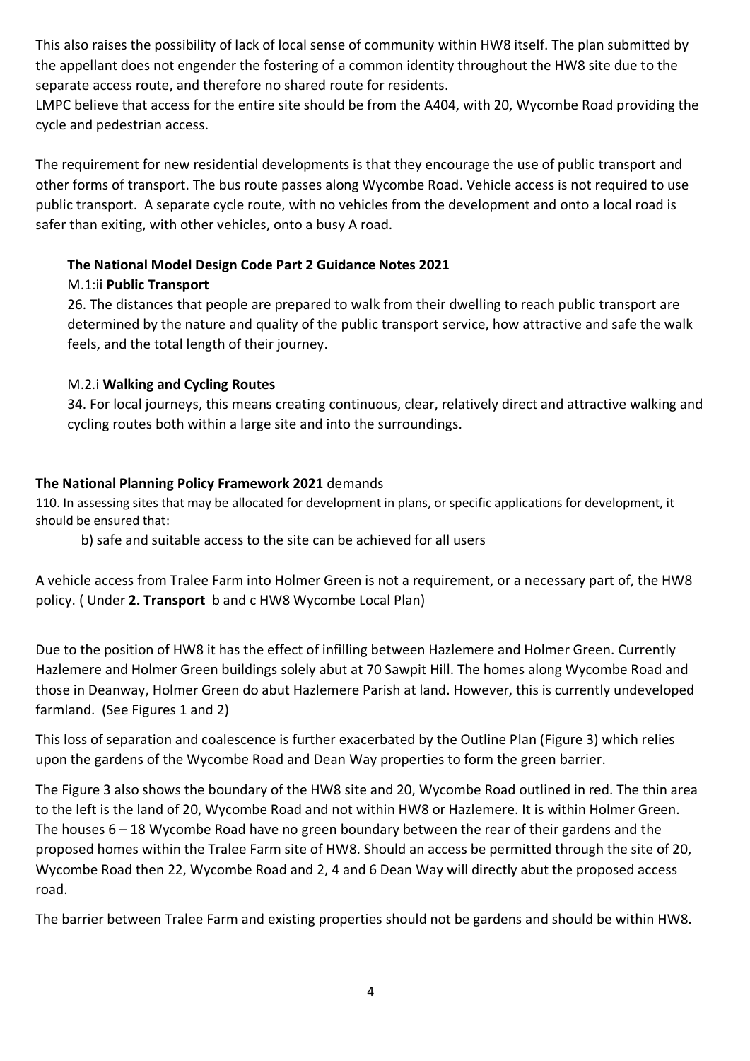This also raises the possibility of lack of local sense of community within HW8 itself. The plan submitted by the appellant does not engender the fostering of a common identity throughout the HW8 site due to the separate access route, and therefore no shared route for residents.

LMPC believe that access for the entire site should be from the A404, with 20, Wycombe Road providing the cycle and pedestrian access.

The requirement for new residential developments is that they encourage the use of public transport and other forms of transport. The bus route passes along Wycombe Road. Vehicle access is not required to use public transport. A separate cycle route, with no vehicles from the development and onto a local road is safer than exiting, with other vehicles, onto a busy A road.

> **The National Model Design Code Part 2 Guidance Notes 2021**
>
> M.1:ii **Public Transport**
>
> 26. The distances that people are prepared to walk from their dwelling to reach public transport are determined by the nature and quality of the public transport service, how attractive and safe the walk feels, and the total length of their journey.
>
> M.2.i **Walking and Cycling Routes**
>
> 34. For local journeys, this means creating continuous, clear, relatively direct and attractive walking and cycling routes both within a large site and into the surroundings.

**The National Planning Policy Framework 2021** demands

110. In assessing sites that may be allocated for development in plans, or specific applications for development, it should be ensured that:

> b) safe and suitable access to the site can be achieved for all users

A vehicle access from Tralee Farm into Holmer Green is not a requirement, or a necessary part of, the HW8 policy. ( Under **2. Transport** b and c HW8 Wycombe Local Plan)

Due to the position of HW8 it has the effect of infilling between Hazlemere and Holmer Green. Currently Hazlemere and Holmer Green buildings solely abut at 70 Sawpit Hill. The homes along Wycombe Road and those in Deanway, Holmer Green do abut Hazlemere Parish at land. However, this is currently undeveloped farmland. (See Figures 1 and 2)

This loss of separation and coalescence is further exacerbated by the Outline Plan (Figure 3) which relies upon the gardens of the Wycombe Road and Dean Way properties to form the green barrier.

The Figure 3 also shows the boundary of the HW8 site and 20, Wycombe Road outlined in red. The thin area to the left is the land of 20, Wycombe Road and not within HW8 or Hazlemere. It is within Holmer Green. The houses 6 – 18 Wycombe Road have no green boundary between the rear of their gardens and the proposed homes within the Tralee Farm site of HW8. Should an access be permitted through the site of 20, Wycombe Road then 22, Wycombe Road and 2, 4 and 6 Dean Way will directly abut the proposed access road.

The barrier between Tralee Farm and existing properties should not be gardens and should be within HW8.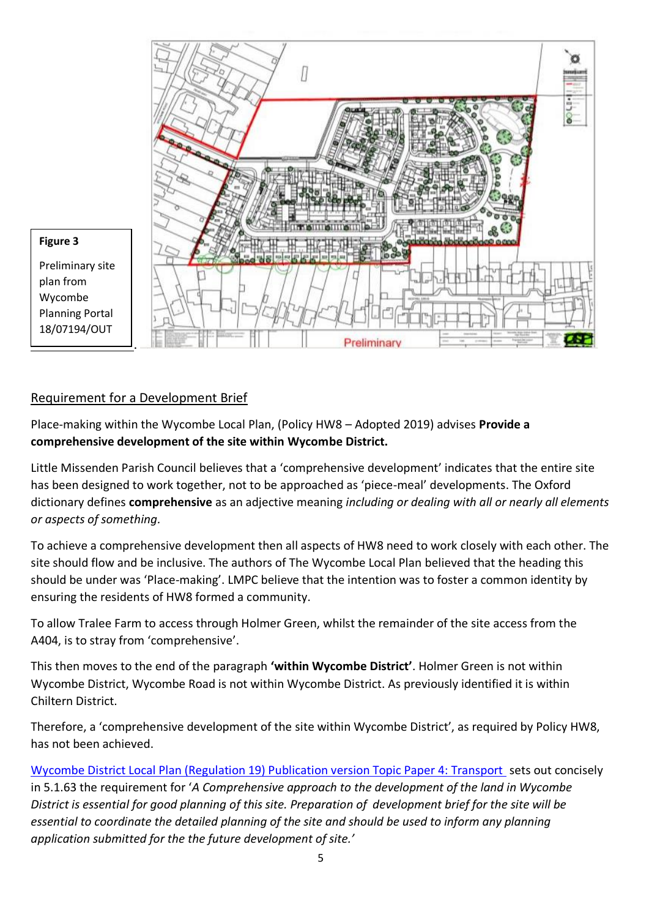**Figure 3**

Preliminary site plan from Wycombe Planning Portal 18/07194/OUT

## Requirement for a Development Brief

Place-making within the Wycombe Local Plan, (Policy HW8 – Adopted 2019) advises **Provide a comprehensive development of the site within Wycombe District.**

Little Missenden Parish Council believes that a 'comprehensive development' indicates that the entire site has been designed to work together, not to be approached as 'piece-meal' developments. The Oxford dictionary defines **comprehensive** as an adjective meaning *including or dealing with all or nearly all elements or aspects of something.*

To achieve a comprehensive development then all aspects of HW8 need to work closely with each other. The site should flow and be inclusive. The authors of The Wycombe Local Plan believed that the heading this should be under was 'Place-making'. LMPC believe that the intention was to foster a common identity by ensuring the residents of HW8 formed a community.

To allow Tralee Farm to access through Holmer Green, whilst the remainder of the site access from the A404, is to stray from 'comprehensive'.

This then moves to the end of the paragraph **'within Wycombe District'**. Holmer Green is not within Wycombe District, Wycombe Road is not within Wycombe District. As previously identified it is within Chiltern District.

Therefore, a 'comprehensive development of the site within Wycombe District', as required by Policy HW8, has not been achieved.

Wycombe District Local Plan (Regulation 19) Publication version Topic Paper 4: Transport sets out concisely in 5.1.63 the requirement for '*A Comprehensive approach to the development of the land in Wycombe District is essential for good planning of this site. Preparation of development brief for the site will be essential to coordinate the detailed planning of the site and should be used to inform any planning application submitted for the the future development of site.'*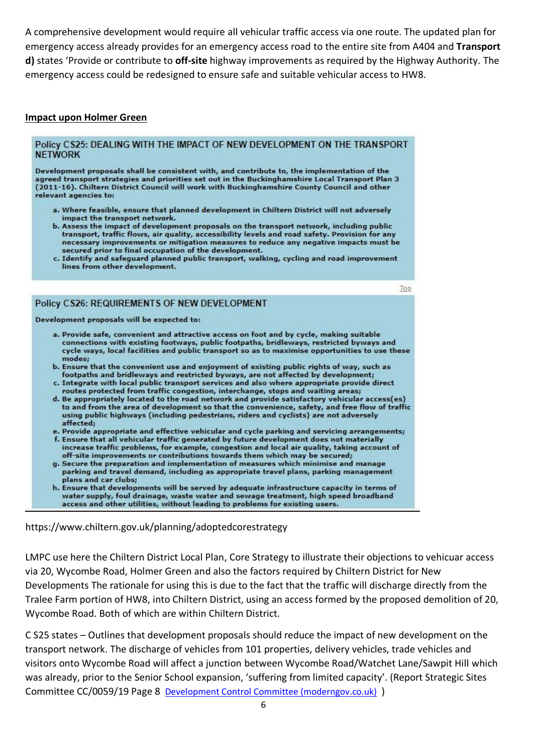A comprehensive development would require all vehicular traffic access via one route. The updated plan for emergency access already provides for an emergency access road to the entire site from A404 and **Transport d)** states 'Provide or contribute to **off-site** highway improvements as required by the Highway Authority. The emergency access could be redesigned to ensure safe and suitable vehicular access to HW8.

## Impact upon Holmer Green

> **Policy CS25: DEALING WITH THE IMPACT OF NEW DEVELOPMENT ON THE TRANSPORT NETWORK**
>
> **Development proposals shall be consistent with, and contribute to, the implementation of the agreed transport strategies and priorities set out in the Buckinghamshire Local Transport Plan 3 (2011-16). Chiltern District Council will work with Buckinghamshire County Council and other relevant agencies to:**
>
> a. **Where feasible, ensure that planned development in Chiltern District will not adversely impact the transport network.**
> b. **Assess the impact of development proposals on the transport network, including public transport, traffic flows, air quality, accessibility levels and road safety. Provision for any necessary improvements or mitigation measures to reduce any negative impacts must be secured prior to final occupation of the development.**
> c. **Identify and safeguard planned public transport, walking, cycling and road improvement lines from other development.**

> **Policy CS26: REQUIREMENTS OF NEW DEVELOPMENT**
>
> **Development proposals will be expected to:**
>
> a. **Provide safe, convenient and attractive access on foot and by cycle, making suitable connections with existing footways, public footpaths, bridleways, restricted byways and cycle ways, local facilities and public transport so as to maximise opportunities to use these modes;**
> b. **Ensure that the convenient use and enjoyment of existing public rights of way, such as footpaths and bridleways and restricted byways, are not affected by development;**
> c. **Integrate with local public transport services and also where appropriate provide direct routes protected from traffic congestion, interchange, stops and waiting areas;**
> d. **Be appropriately located to the road network and provide satisfactory vehicular access(es) to and from the area of development so that the convenience, safety, and free flow of traffic using public highways (including pedestrians, riders and cyclists) are not adversely affected;**
> e. **Provide appropriate and effective vehicular and cycle parking and servicing arrangements;**
> f. **Ensure that all vehicular traffic generated by future development does not materially increase traffic problems, for example, congestion and local air quality, taking account of off-site improvements or contributions towards them which may be secured;**
> g. **Secure the preparation and implementation of measures which minimise and manage parking and travel demand, including as appropriate travel plans, parking management plans and car clubs;**
> h. **Ensure that developments will be served by adequate infrastructure capacity in terms of water supply, foul drainage, waste water and sewage treatment, high speed broadband access and other utilities, without leading to problems for existing users.**

https://www.chiltern.gov.uk/planning/adoptedcorestrategy

LMPC use here the Chiltern District Local Plan, Core Strategy to illustrate their objections to vehicuar access via 20, Wycombe Road, Holmer Green and also the factors required by Chiltern District for New Developments The rationale for using this is due to the fact that the traffic will discharge directly from the Tralee Farm portion of HW8, into Chiltern District, using an access formed by the proposed demolition of 20, Wycombe Road. Both of which are within Chiltern District.

C S25 states – Outlines that development proposals should reduce the impact of new development on the transport network. The discharge of vehicles from 101 properties, delivery vehicles, trade vehicles and visitors onto Wycombe Road will affect a junction between Wycombe Road/Watchet Lane/Sawpit Hill which was already, prior to the Senior School expansion, 'suffering from limited capacity'. (Report Strategic Sites Committee CC/0059/19 Page 8 [Development Control Committee (moderngov.co.uk)](Development Control Committee (moderngov.co.uk)) )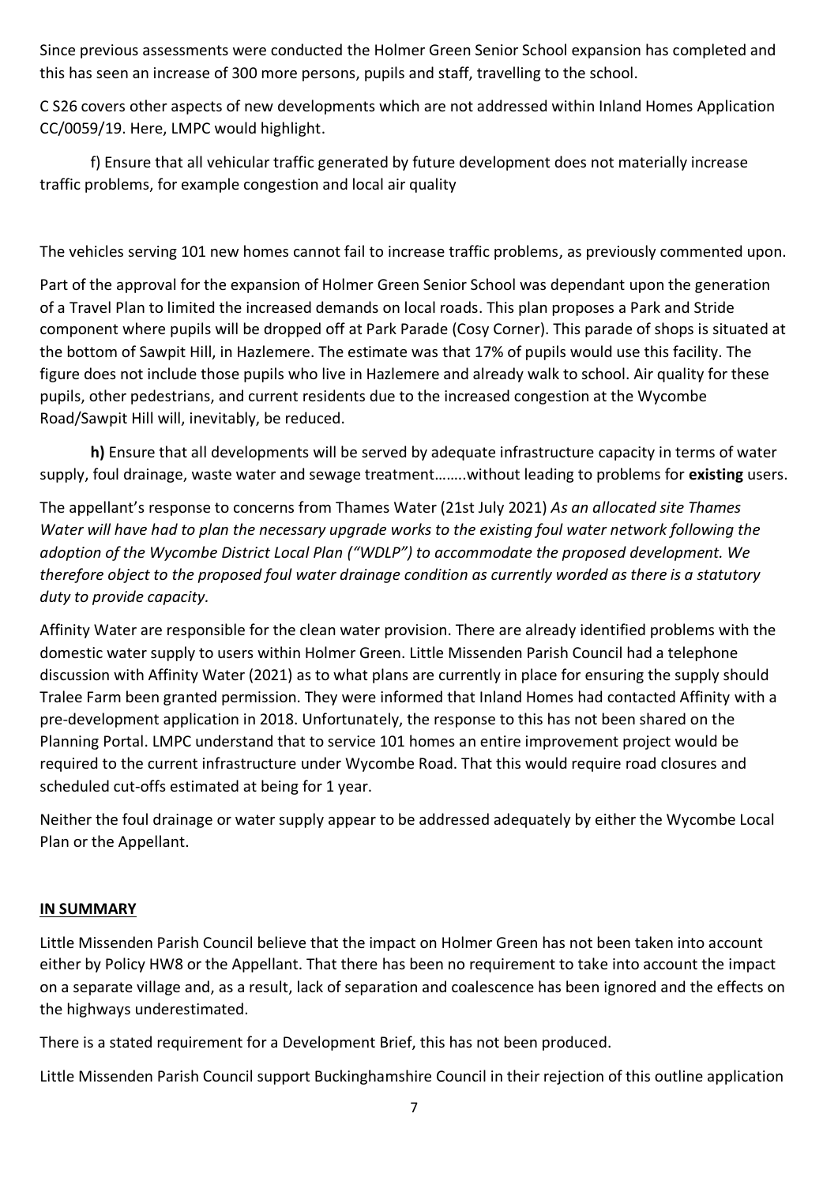Since previous assessments were conducted the Holmer Green Senior School expansion has completed and this has seen an increase of 300 more persons, pupils and staff, travelling to the school.

C S26 covers other aspects of new developments which are not addressed within Inland Homes Application CC/0059/19. Here, LMPC would highlight.

> f) Ensure that all vehicular traffic generated by future development does not materially increase traffic problems, for example congestion and local air quality

The vehicles serving 101 new homes cannot fail to increase traffic problems, as previously commented upon.

Part of the approval for the expansion of Holmer Green Senior School was dependant upon the generation of a Travel Plan to limited the increased demands on local roads. This plan proposes a Park and Stride component where pupils will be dropped off at Park Parade (Cosy Corner). This parade of shops is situated at the bottom of Sawpit Hill, in Hazlemere. The estimate was that 17% of pupils would use this facility. The figure does not include those pupils who live in Hazlemere and already walk to school. Air quality for these pupils, other pedestrians, and current residents due to the increased congestion at the Wycombe Road/Sawpit Hill will, inevitably, be reduced.

> **h)** Ensure that all developments will be served by adequate infrastructure capacity in terms of water supply, foul drainage, waste water and sewage treatment……..without leading to problems for **existing** users.

The appellant's response to concerns from Thames Water (21st July 2021) *As an allocated site Thames Water will have had to plan the necessary upgrade works to the existing foul water network following the adoption of the Wycombe District Local Plan ("WDLP") to accommodate the proposed development. We therefore object to the proposed foul water drainage condition as currently worded as there is a statutory duty to provide capacity.*

Affinity Water are responsible for the clean water provision. There are already identified problems with the domestic water supply to users within Holmer Green. Little Missenden Parish Council had a telephone discussion with Affinity Water (2021) as to what plans are currently in place for ensuring the supply should Tralee Farm been granted permission. They were informed that Inland Homes had contacted Affinity with a pre-development application in 2018. Unfortunately, the response to this has not been shared on the Planning Portal. LMPC understand that to service 101 homes an entire improvement project would be required to the current infrastructure under Wycombe Road. That this would require road closures and scheduled cut-offs estimated at being for 1 year.

Neither the foul drainage or water supply appear to be addressed adequately by either the Wycombe Local Plan or the Appellant.

**IN SUMMARY**

Little Missenden Parish Council believe that the impact on Holmer Green has not been taken into account either by Policy HW8 or the Appellant. That there has been no requirement to take into account the impact on a separate village and, as a result, lack of separation and coalescence has been ignored and the effects on the highways underestimated.

There is a stated requirement for a Development Brief, this has not been produced.

Little Missenden Parish Council support Buckinghamshire Council in their rejection of this outline application